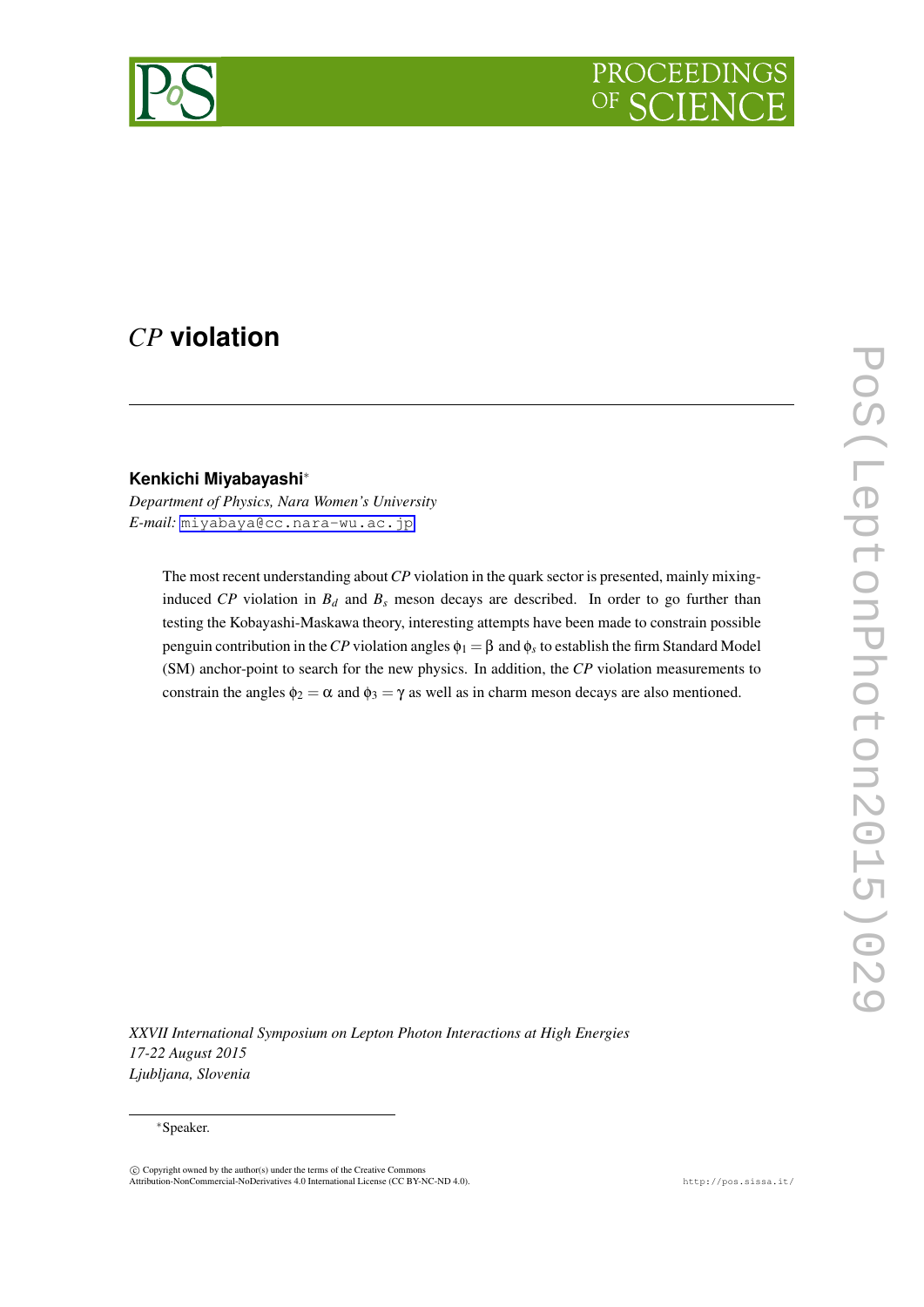# $CP$ violation

**Kenkichi Miyabayashi***

*Department of Physics, Nara Women's University*
*E-mail:* miyabaya@cc.nara-wu.ac.jp

The most recent understanding about $CP$ violation in the quark sector is presented, mainly mixing-induced $CP$ violation in $B_d$ and $B_s$ meson decays are described. In order to go further than testing the Kobayashi-Maskawa theory, interesting attempts have been made to constrain possible penguin contribution in the $CP$ violation angles $\phi_1 = \beta$ and $\phi_s$ to establish the firm Standard Model (SM) anchor-point to search for the new physics. In addition, the $CP$ violation measurements to constrain the angles $\phi_2 = \alpha$ and $\phi_3 = \gamma$ as well as in charm meson decays are also mentioned.

*XXVII International Symposium on Lepton Photon Interactions at High Energies*
*17-22 August 2015*
*Ljubljana, Slovenia*

*Speaker.

© Copyright owned by the author(s) under the terms of the Creative Commons Attribution-NonCommercial-NoDerivatives 4.0 International License (CC BY-NC-ND 4.0).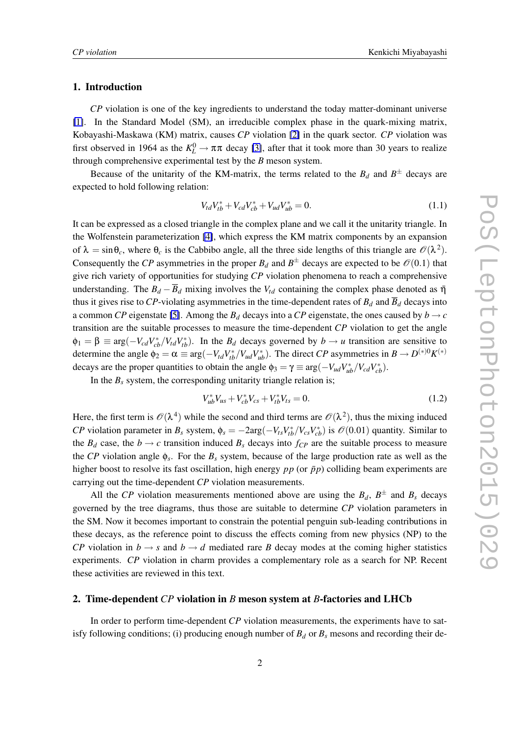## 1. Introduction

*CP* violation is one of the key ingredients to understand the today matter-dominant universe [1]. In the Standard Model (SM), an irreducible complex phase in the quark-mixing matrix, Kobayashi-Maskawa (KM) matrix, causes *CP* violation [2] in the quark sector. *CP* violation was first observed in 1964 as the $K_L^0 \to \pi\pi$ decay [3], after that it took more than 30 years to realize through comprehensive experimental test by the *B* meson system.

Because of the unitarity of the KM-matrix, the terms related to the $B_d$ and $B^{\pm}$ decays are expected to hold following relation:

$$V_{td}V_{tb}^* + V_{cd}V_{cb}^* + V_{ud}V_{ub}^* = 0. \tag{1.1}$$

It can be expressed as a closed triangle in the complex plane and we call it the unitarity triangle. In the Wolfenstein parameterization [4], which express the KM matrix components by an expansion of $\lambda = \sin\theta_c$, where $\theta_c$ is the Cabbibo angle, all the three side lengths of this triangle are $\mathscr{O}(\lambda^2)$. Consequently the *CP* asymmetries in the proper $B_d$ and $B^{\pm}$ decays are expected to be $\mathscr{O}(0.1)$ that give rich variety of opportunities for studying *CP* violation phenomena to reach a comprehensive understanding. The $B_d - \overline{B}_d$ mixing involves the $V_{td}$ containing the complex phase denoted as $\bar{\eta}$ thus it gives rise to *CP*-violating asymmetries in the time-dependent rates of $B_d$ and $\overline{B}_d$ decays into a common *CP* eigenstate [5]. Among the $B_d$ decays into a *CP* eigenstate, the ones caused by $b \to c$ transition are the suitable processes to measure the time-dependent *CP* violation to get the angle $\phi_1 = \beta \equiv \arg(-V_{cd}V_{cb}^*/V_{td}V_{tb}^*)$. In the $B_d$ decays governed by $b \to u$ transition are sensitive to determine the angle $\phi_2 = \alpha \equiv \arg(-V_{td}V_{tb}^*/V_{ud}V_{ub}^*)$. The direct *CP* asymmetries in $B \to D^{(*)0}K^{(*)}$ decays are the proper quantities to obtain the angle $\phi_3 = \gamma \equiv \arg(-V_{ud}V_{ub}^*/V_{cd}V_{cb}^*)$.

In the $B_s$ system, the corresponding unitarity triangle relation is;

$$V_{ub}^*V_{us} + V_{cb}^*V_{cs} + V_{tb}^*V_{ts} = 0. \tag{1.2}$$

Here, the first term is $\mathscr{O}(\lambda^4)$ while the second and third terms are $\mathscr{O}(\lambda^2)$, thus the mixing induced *CP* violation parameter in $B_s$ system, $\phi_s = -2\arg(-V_{ts}V_{tb}^*/V_{cs}V_{cb}^*)$ is $\mathscr{O}(0.01)$ quantity. Similar to the $B_d$ case, the $b \to c$ transition induced $B_s$ decays into $f_{CP}$ are the suitable process to measure the *CP* violation angle $\phi_s$. For the $B_s$ system, because of the large production rate as well as the higher boost to resolve its fast oscillation, high energy $pp$ (or $\bar{p}p$) colliding beam experiments are carrying out the time-dependent *CP* violation measurements.

All the *CP* violation measurements mentioned above are using the $B_d$, $B^{\pm}$ and $B_s$ decays governed by the tree diagrams, thus those are suitable to determine *CP* violation parameters in the SM. Now it becomes important to constrain the potential penguin sub-leading contributions in these decays, as the reference point to discuss the effects coming from new physics (NP) to the *CP* violation in $b \to s$ and $b \to d$ mediated rare *B* decay modes at the coming higher statistics experiments. *CP* violation in charm provides a complementary role as a search for NP. Recent these activities are reviewed in this text.

## 2. Time-dependent *CP* violation in *B* meson system at *B*-factories and LHCb

In order to perform time-dependent *CP* violation measurements, the experiments have to satisfy following conditions; (i) producing enough number of $B_d$ or $B_s$ mesons and recording their de-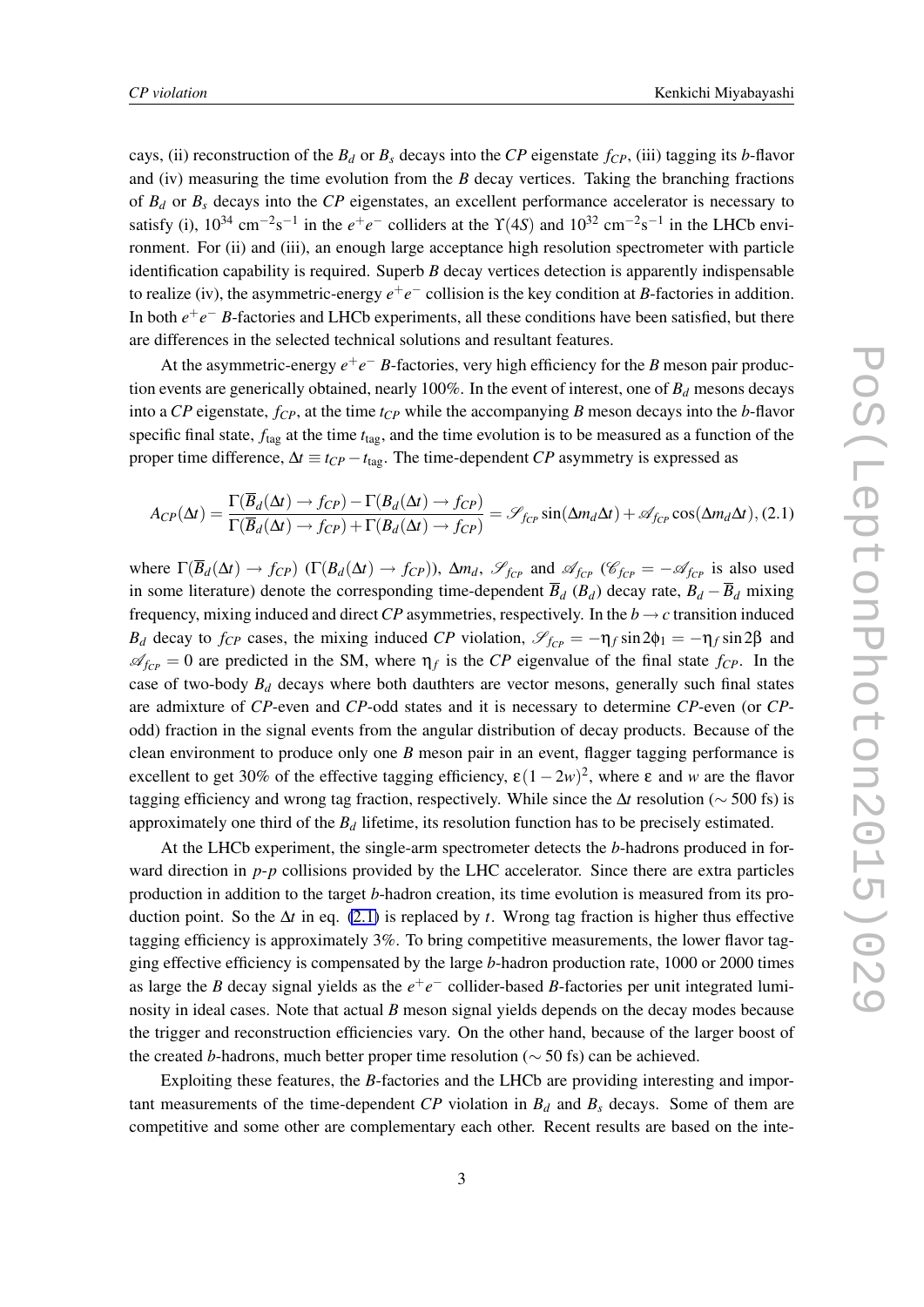cays, (ii) reconstruction of the $B_d$ or $B_s$ decays into the *CP* eigenstate $f_{CP}$, (iii) tagging its *b*-flavor and (iv) measuring the time evolution from the *B* decay vertices. Taking the branching fractions of $B_d$ or $B_s$ decays into the *CP* eigenstates, an excellent performance accelerator is necessary to satisfy (i), $10^{34}$ cm$^{-2}$s$^{-1}$ in the $e^+e^-$ colliders at the $\Upsilon(4S)$ and $10^{32}$ cm$^{-2}$s$^{-1}$ in the LHCb environment. For (ii) and (iii), an enough large acceptance high resolution spectrometer with particle identification capability is required. Superb *B* decay vertices detection is apparently indispensable to realize (iv), the asymmetric-energy $e^+e^-$ collision is the key condition at *B*-factories in addition. In both $e^+e^-$ *B*-factories and LHCb experiments, all these conditions have been satisfied, but there are differences in the selected technical solutions and resultant features.

At the asymmetric-energy $e^+e^-$ *B*-factories, very high efficiency for the *B* meson pair production events are generically obtained, nearly 100%. In the event of interest, one of $B_d$ mesons decays into a *CP* eigenstate, $f_{CP}$, at the time $t_{CP}$ while the accompanying *B* meson decays into the *b*-flavor specific final state, $f_{\rm tag}$ at the time $t_{\rm tag}$, and the time evolution is to be measured as a function of the proper time difference, $\Delta t \equiv t_{CP} - t_{\rm tag}$. The time-dependent *CP* asymmetry is expressed as

$$A_{CP}(\Delta t) = \frac{\Gamma(\overline{B}_d(\Delta t) \to f_{CP}) - \Gamma(B_d(\Delta t) \to f_{CP})}{\Gamma(\overline{B}_d(\Delta t) \to f_{CP}) + \Gamma(B_d(\Delta t) \to f_{CP})} = \mathscr{S}_{f_{CP}} \sin(\Delta m_d \Delta t) + \mathscr{A}_{f_{CP}} \cos(\Delta m_d \Delta t), \quad (2.1)$$

where $\Gamma(\overline{B}_d(\Delta t) \to f_{CP})$ ($\Gamma(B_d(\Delta t) \to f_{CP})$), $\Delta m_d$, $\mathscr{S}_{f_{CP}}$ and $\mathscr{A}_{f_{CP}}$ ($\mathscr{C}_{f_{CP}} = -\mathscr{A}_{f_{CP}}$ is also used in some literature) denote the corresponding time-dependent $\overline{B}_d$ ($B_d$) decay rate, $B_d - \overline{B}_d$ mixing frequency, mixing induced and direct *CP* asymmetries, respectively. In the $b \to c$ transition induced $B_d$ decay to $f_{CP}$ cases, the mixing induced *CP* violation, $\mathscr{S}_{f_{CP}} = -\eta_f \sin 2\phi_1 = -\eta_f \sin 2\beta$ and $\mathscr{A}_{f_{CP}} = 0$ are predicted in the SM, where $\eta_f$ is the *CP* eigenvalue of the final state $f_{CP}$. In the case of two-body $B_d$ decays where both dauthters are vector mesons, generally such final states are admixture of *CP*-even and *CP*-odd states and it is necessary to determine *CP*-even (or *CP*-odd) fraction in the signal events from the angular distribution of decay products. Because of the clean environment to produce only one *B* meson pair in an event, flagger tagging performance is excellent to get 30% of the effective tagging efficiency, $\varepsilon(1-2w)^2$, where $\varepsilon$ and $w$ are the flavor tagging efficiency and wrong tag fraction, respectively. While since the $\Delta t$ resolution ($\sim 500$ fs) is approximately one third of the $B_d$ lifetime, its resolution function has to be precisely estimated.

At the LHCb experiment, the single-arm spectrometer detects the *b*-hadrons produced in forward direction in *p*-*p* collisions provided by the LHC accelerator. Since there are extra particles production in addition to the target *b*-hadron creation, its time evolution is measured from its production point. So the $\Delta t$ in eq. (2.1) is replaced by $t$. Wrong tag fraction is higher thus effective tagging efficiency is approximately 3%. To bring competitive measurements, the lower flavor tagging effective efficiency is compensated by the large *b*-hadron production rate, 1000 or 2000 times as large the *B* decay signal yields as the $e^+e^-$ collider-based *B*-factories per unit integrated luminosity in ideal cases. Note that actual *B* meson signal yields depends on the decay modes because the trigger and reconstruction efficiencies vary. On the other hand, because of the larger boost of the created *b*-hadrons, much better proper time resolution ($\sim 50$ fs) can be achieved.

Exploiting these features, the *B*-factories and the LHCb are providing interesting and important measurements of the time-dependent *CP* violation in $B_d$ and $B_s$ decays. Some of them are competitive and some other are complementary each other. Recent results are based on the inte-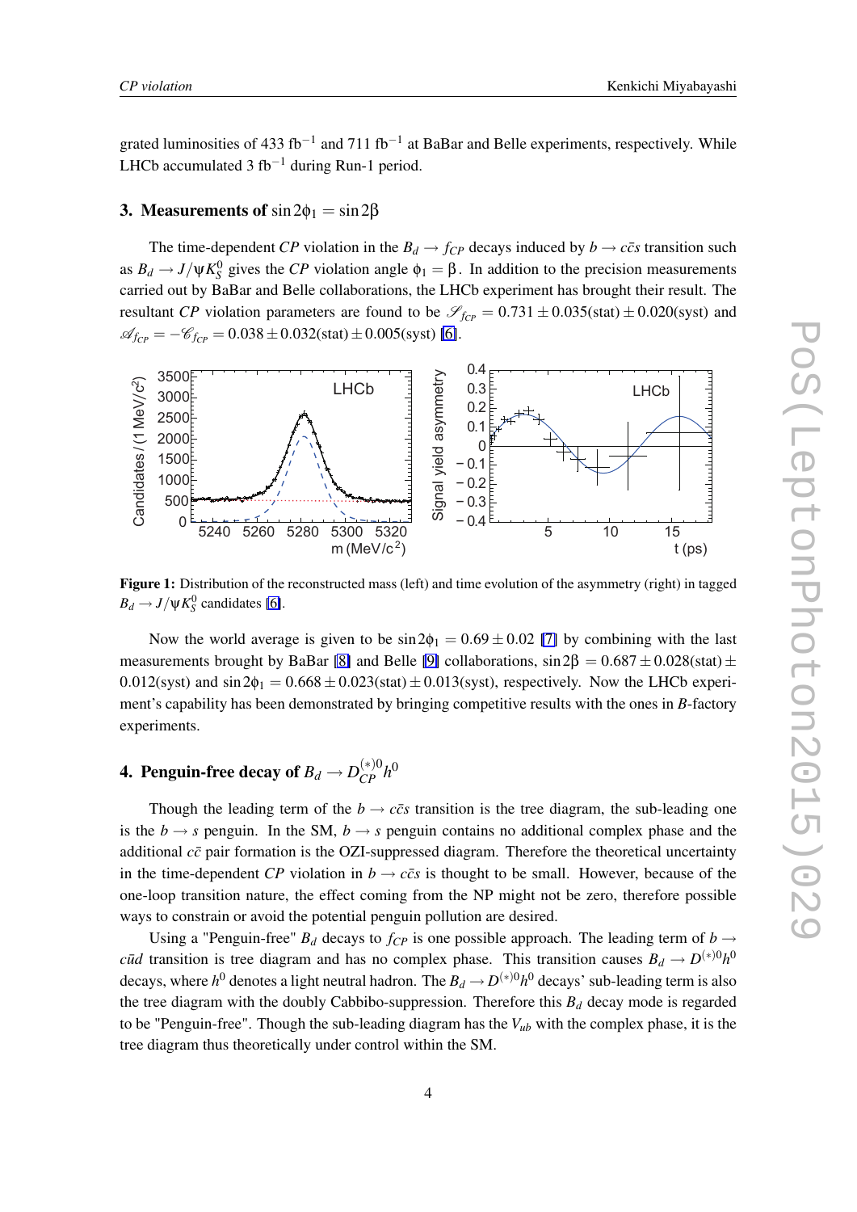grated luminosities of 433 fb$^{-1}$ and 711 fb$^{-1}$ at BaBar and Belle experiments, respectively. While LHCb accumulated 3 fb$^{-1}$ during Run-1 period.

## 3. Measurements of $\sin 2\phi_1 = \sin 2\beta$

The time-dependent *CP* violation in the $B_d \to f_{CP}$ decays induced by $b \to c\bar{c}s$ transition such as $B_d \to J/\psi K_S^0$ gives the *CP* violation angle $\phi_1 = \beta$. In addition to the precision measurements carried out by BaBar and Belle collaborations, the LHCb experiment has brought their result. The resultant *CP* violation parameters are found to be $\mathscr{S}_{f_{CP}} = 0.731 \pm 0.035(\text{stat}) \pm 0.020(\text{syst})$ and $\mathscr{A}_{f_{CP}} = -\mathscr{C}_{f_{CP}} = 0.038 \pm 0.032(\text{stat}) \pm 0.005(\text{syst})$ [6].

**Figure 1:** Distribution of the reconstructed mass (left) and time evolution of the asymmetry (right) in tagged $B_d \to J/\psi K_S^0$ candidates [6].

Now the world average is given to be $\sin 2\phi_1 = 0.69 \pm 0.02$ [7] by combining with the last measurements brought by BaBar [8] and Belle [9] collaborations, $\sin 2\beta = 0.687 \pm 0.028(\text{stat}) \pm 0.012(\text{syst})$ and $\sin 2\phi_1 = 0.668 \pm 0.023(\text{stat}) \pm 0.013(\text{syst})$, respectively. Now the LHCb experiment's capability has been demonstrated by bringing competitive results with the ones in *B*-factory experiments.

## 4. Penguin-free decay of $B_d \to D_{CP}^{(*)0} h^0$

Though the leading term of the $b \to c\bar{c}s$ transition is the tree diagram, the sub-leading one is the $b \to s$ penguin. In the SM, $b \to s$ penguin contains no additional complex phase and the additional $c\bar{c}$ pair formation is the OZI-suppressed diagram. Therefore the theoretical uncertainty in the time-dependent *CP* violation in $b \to c\bar{c}s$ is thought to be small. However, because of the one-loop transition nature, the effect coming from the NP might not be zero, therefore possible ways to constrain or avoid the potential penguin pollution are desired.

Using a "Penguin-free" $B_d$ decays to $f_{CP}$ is one possible approach. The leading term of $b \to c\bar{u}d$ transition is tree diagram and has no complex phase. This transition causes $B_d \to D^{(*)0} h^0$ decays, where $h^0$ denotes a light neutral hadron. The $B_d \to D^{(*)0} h^0$ decays' sub-leading term is also the tree diagram with the doubly Cabbibo-suppression. Therefore this $B_d$ decay mode is regarded to be "Penguin-free". Though the sub-leading diagram has the $V_{ub}$ with the complex phase, it is the tree diagram thus theoretically under control within the SM.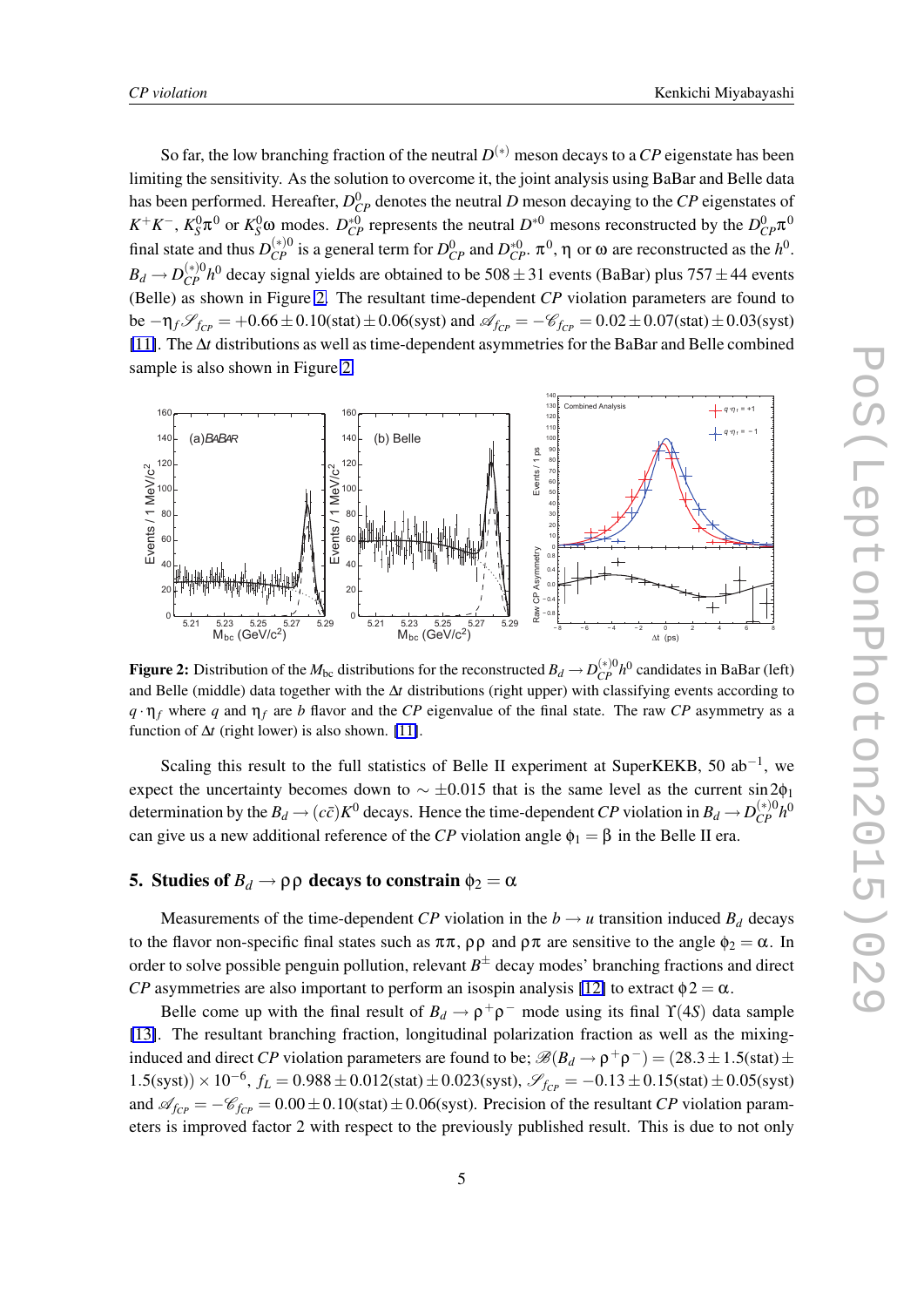So far, the low branching fraction of the neutral $D^{(*)}$ meson decays to a *CP* eigenstate has been limiting the sensitivity. As the solution to overcome it, the joint analysis using BaBar and Belle data has been performed. Hereafter, $D^0_{CP}$ denotes the neutral *D* meson decaying to the *CP* eigenstates of $K^+K^-$, $K^0_S\pi^0$ or $K^0_S\omega$ modes. $D^{*0}_{CP}$ represents the neutral $D^{*0}$ mesons reconstructed by the $D^0_{CP}\pi^0$ final state and thus $D^{(*)0}_{CP}$ is a general term for $D^0_{CP}$ and $D^{*0}_{CP}$. $\pi^0$, $\eta$ or $\omega$ are reconstructed as the $h^0$. $B_d \to D^{(*)0}_{CP} h^0$ decay signal yields are obtained to be $508 \pm 31$ events (BaBar) plus $757 \pm 44$ events (Belle) as shown in Figure 2. The resultant time-dependent *CP* violation parameters are found to be $-\eta_f \mathscr{S}_{f_{CP}} = +0.66 \pm 0.10(\mathrm{stat}) \pm 0.06(\mathrm{syst})$ and $\mathscr{A}_{f_{CP}} = -\mathscr{C}_{f_{CP}} = 0.02 \pm 0.07(\mathrm{stat}) \pm 0.03(\mathrm{syst})$ [11]. The $\Delta t$ distributions as well as time-dependent asymmetries for the BaBar and Belle combined sample is also shown in Figure 2.

**Figure 2:** Distribution of the $M_{\rm bc}$ distributions for the reconstructed $B_d \to D^{(*)0}_{CP} h^0$ candidates in BaBar (left) and Belle (middle) data together with the $\Delta t$ distributions (right upper) with classifying events according to $q \cdot \eta_f$ where $q$ and $\eta_f$ are *b* flavor and the *CP* eigenvalue of the final state. The raw *CP* asymmetry as a function of $\Delta t$ (right lower) is also shown. [11].

Scaling this result to the full statistics of Belle II experiment at SuperKEKB, 50 ab$^{-1}$, we expect the uncertainty becomes down to $\sim \pm 0.015$ that is the same level as the current $\sin 2\phi_1$ determination by the $B_d \to (c\bar{c})K^0$ decays. Hence the time-dependent *CP* violation in $B_d \to D^{(*)0}_{CP} h^0$ can give us a new additional reference of the *CP* violation angle $\phi_1 = \beta$ in the Belle II era.

## 5. Studies of $B_d \to \rho\rho$ decays to constrain $\phi_2 = \alpha$

Measurements of the time-dependent *CP* violation in the $b \to u$ transition induced $B_d$ decays to the flavor non-specific final states such as $\pi\pi$, $\rho\rho$ and $\rho\pi$ are sensitive to the angle $\phi_2 = \alpha$. In order to solve possible penguin pollution, relevant $B^\pm$ decay modes' branching fractions and direct *CP* asymmetries are also important to perform an isospin analysis [12] to extract $\phi 2 = \alpha$.

Belle come up with the final result of $B_d \to \rho^+\rho^-$ mode using its final $\Upsilon(4S)$ data sample [13]. The resultant branching fraction, longitudinal polarization fraction as well as the mixing-induced and direct *CP* violation parameters are found to be; $\mathscr{B}(B_d \to \rho^+\rho^-) = (28.3 \pm 1.5(\mathrm{stat}) \pm 1.5(\mathrm{syst})) \times 10^{-6}$, $f_L = 0.988 \pm 0.012(\mathrm{stat}) \pm 0.023(\mathrm{syst})$, $\mathscr{S}_{f_{CP}} = -0.13 \pm 0.15(\mathrm{stat}) \pm 0.05(\mathrm{syst})$ and $\mathscr{A}_{f_{CP}} = -\mathscr{C}_{f_{CP}} = 0.00 \pm 0.10(\mathrm{stat}) \pm 0.06(\mathrm{syst})$. Precision of the resultant *CP* violation parameters is improved factor 2 with respect to the previously published result. This is due to not only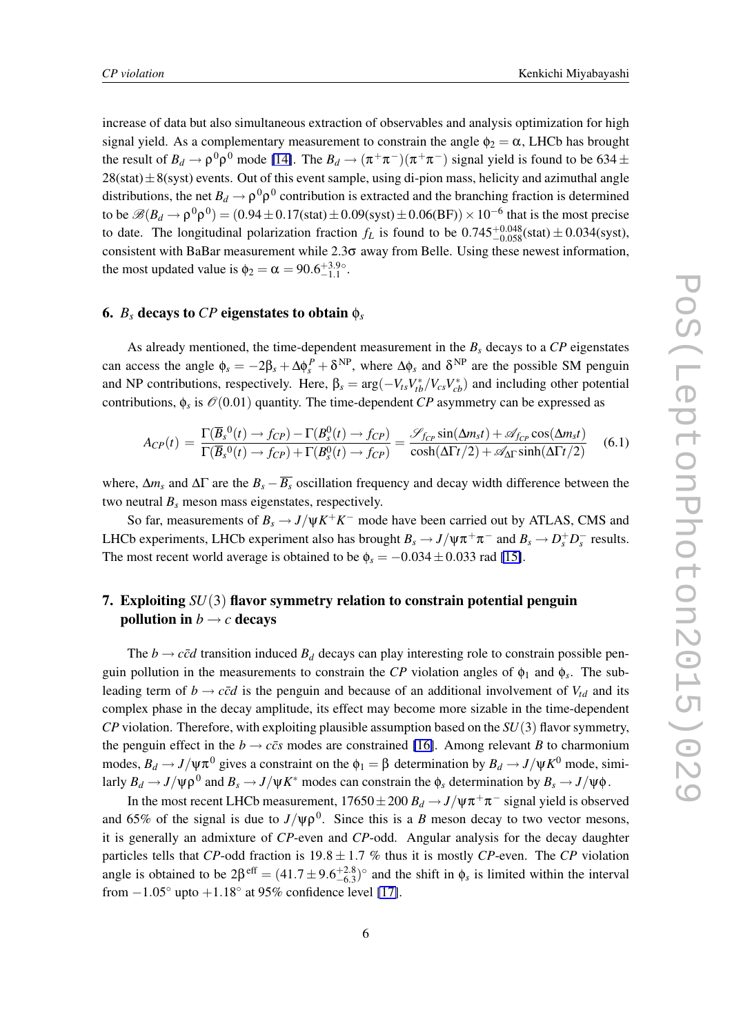increase of data but also simultaneous extraction of observables and analysis optimization for high signal yield. As a complementary measurement to constrain the angle $\phi_2 = \alpha$, LHCb has brought the result of $B_d \to \rho^0\rho^0$ mode [14]. The $B_d \to (\pi^+\pi^-)(\pi^+\pi^-)$ signal yield is found to be $634 \pm 28(\text{stat}) \pm 8(\text{syst})$ events. Out of this event sample, using di-pion mass, helicity and azimuthal angle distributions, the net $B_d \to \rho^0\rho^0$ contribution is extracted and the branching fraction is determined to be $\mathscr{B}(B_d \to \rho^0\rho^0) = (0.94 \pm 0.17(\text{stat}) \pm 0.09(\text{syst}) \pm 0.06(\text{BF})) \times 10^{-6}$ that is the most precise to date. The longitudinal polarization fraction $f_L$ is found to be $0.745^{+0.048}_{-0.058}(\text{stat}) \pm 0.034(\text{syst})$, consistent with BaBar measurement while $2.3\sigma$ away from Belle. Using these newest information, the most updated value is $\phi_2 = \alpha = 90.6^{+3.9\circ}_{-1.1}$.

## 6. $B_s$ decays to $CP$ eigenstates to obtain $\phi_s$

As already mentioned, the time-dependent measurement in the $B_s$ decays to a $CP$ eigenstates can access the angle $\phi_s = -2\beta_s + \Delta\phi_s^P + \delta^{\text{NP}}$, where $\Delta\phi_s$ and $\delta^{\text{NP}}$ are the possible SM penguin and NP contributions, respectively. Here, $\beta_s = \arg(-V_{ts}V_{tb}^*/V_{cs}V_{cb}^*)$ and including other potential contributions, $\phi_s$ is $\mathscr{O}(0.01)$ quantity. The time-dependent $CP$ asymmetry can be expressed as

$$A_{CP}(t) = \frac{\Gamma(\overline{B}_s^0(t) \to f_{CP}) - \Gamma(B_s^0(t) \to f_{CP})}{\Gamma(\overline{B}_s^0(t) \to f_{CP}) + \Gamma(B_s^0(t) \to f_{CP})} = \frac{\mathscr{S}_{f_{CP}} \sin(\Delta m_s t) + \mathscr{A}_{f_{CP}} \cos(\Delta m_s t)}{\cosh(\Delta\Gamma t/2) + \mathscr{A}_{\Delta\Gamma} \sinh(\Delta\Gamma t/2)} \quad (6.1)$$

where, $\Delta m_s$ and $\Delta\Gamma$ are the $B_s - \overline{B_s}$ oscillation frequency and decay width difference between the two neutral $B_s$ meson mass eigenstates, respectively.

So far, measurements of $B_s \to J/\psi K^+K^-$ mode have been carried out by ATLAS, CMS and LHCb experiments, LHCb experiment also has brought $B_s \to J/\psi\pi^+\pi^-$ and $B_s \to D_s^+D_s^-$ results. The most recent world average is obtained to be $\phi_s = -0.034 \pm 0.033$ rad [15].

## 7. Exploiting $SU(3)$ flavor symmetry relation to constrain potential penguin pollution in $b \to c$ decays

The $b \to c\bar{c}d$ transition induced $B_d$ decays can play interesting role to constrain possible penguin pollution in the measurements to constrain the $CP$ violation angles of $\phi_1$ and $\phi_s$. The subleading term of $b \to c\bar{c}d$ is the penguin and because of an additional involvement of $V_{td}$ and its complex phase in the decay amplitude, its effect may become more sizable in the time-dependent $CP$ violation. Therefore, with exploiting plausible assumption based on the $SU(3)$ flavor symmetry, the penguin effect in the $b \to c\bar{c}s$ modes are constrained [16]. Among relevant $B$ to charmonium modes, $B_d \to J/\psi\pi^0$ gives a constraint on the $\phi_1 = \beta$ determination by $B_d \to J/\psi K^0$ mode, similarly $B_d \to J/\psi\rho^0$ and $B_s \to J/\psi K^*$ modes can constrain the $\phi_s$ determination by $B_s \to J/\psi\phi$.

In the most recent LHCb measurement, $17650 \pm 200$ $B_d \to J/\psi\pi^+\pi^-$ signal yield is observed and 65% of the signal is due to $J/\psi\rho^0$. Since this is a $B$ meson decay to two vector mesons, it is generally an admixture of $CP$-even and $CP$-odd. Angular analysis for the decay daughter particles tells that $CP$-odd fraction is $19.8 \pm 1.7$ % thus it is mostly $CP$-even. The $CP$ violation angle is obtained to be $2\beta^{\text{eff}} = (41.7 \pm 9.6^{+2.8}_{-6.3})^\circ$ and the shift in $\phi_s$ is limited within the interval from $-1.05^\circ$ upto $+1.18^\circ$ at 95% confidence level [17].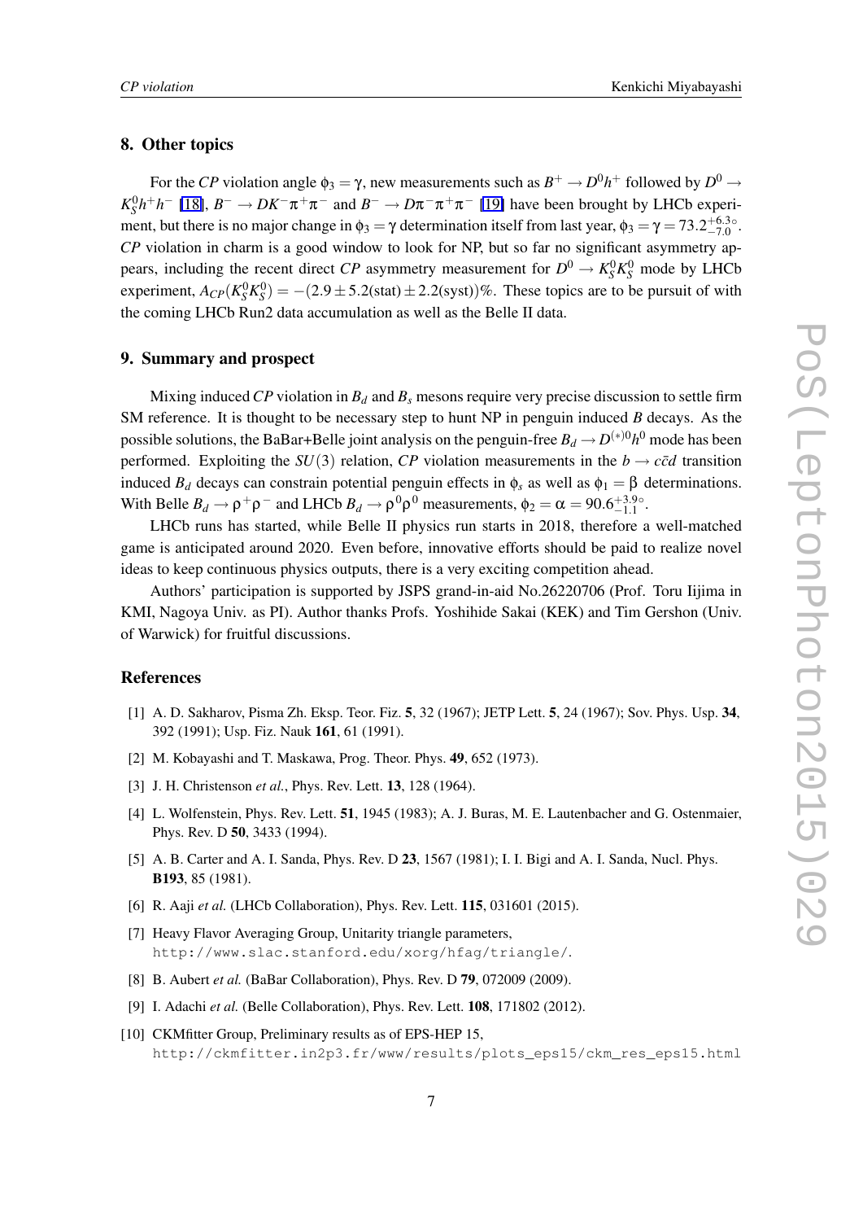## 8. Other topics

For the *CP* violation angle $\phi_3 = \gamma$, new measurements such as $B^+ \to D^0 h^+$ followed by $D^0 \to K_S^0 h^+ h^-$ [18], $B^- \to DK^-\pi^+\pi^-$ and $B^- \to D\pi^-\pi^+\pi^-$ [19] have been brought by LHCb experiment, but there is no major change in $\phi_3 = \gamma$ determination itself from last year, $\phi_3 = \gamma = 73.2^{+6.3\circ}_{-7.0}$. *CP* violation in charm is a good window to look for NP, but so far no significant asymmetry appears, including the recent direct *CP* asymmetry measurement for $D^0 \to K_S^0 K_S^0$ mode by LHCb experiment, $A_{CP}(K_S^0 K_S^0) = -(2.9 \pm 5.2(\text{stat}) \pm 2.2(\text{syst}))\%$. These topics are to be pursuit of with the coming LHCb Run2 data accumulation as well as the Belle II data.

## 9. Summary and prospect

Mixing induced *CP* violation in $B_d$ and $B_s$ mesons require very precise discussion to settle firm SM reference. It is thought to be necessary step to hunt NP in penguin induced *B* decays. As the possible solutions, the BaBar+Belle joint analysis on the penguin-free $B_d \to D^{(*)0} h^0$ mode has been performed. Exploiting the $SU(3)$ relation, *CP* violation measurements in the $b \to c\bar{c}d$ transition induced $B_d$ decays can constrain potential penguin effects in $\phi_s$ as well as $\phi_1 = \beta$ determinations. With Belle $B_d \to \rho^+\rho^-$ and LHCb $B_d \to \rho^0\rho^0$ measurements, $\phi_2 = \alpha = 90.6^{+3.9\circ}_{-1.1}$.

LHCb runs has started, while Belle II physics run starts in 2018, therefore a well-matched game is anticipated around 2020. Even before, innovative efforts should be paid to realize novel ideas to keep continuous physics outputs, there is a very exciting competition ahead.

Authors' participation is supported by JSPS grand-in-aid No.26220706 (Prof. Toru Iijima in KMI, Nagoya Univ. as PI). Author thanks Profs. Yoshihide Sakai (KEK) and Tim Gershon (Univ. of Warwick) for fruitful discussions.

## References

[1] A. D. Sakharov, Pisma Zh. Eksp. Teor. Fiz. **5**, 32 (1967); JETP Lett. **5**, 24 (1967); Sov. Phys. Usp. **34**, 392 (1991); Usp. Fiz. Nauk **161**, 61 (1991).

[2] M. Kobayashi and T. Maskawa, Prog. Theor. Phys. **49**, 652 (1973).

[3] J. H. Christenson *et al.*, Phys. Rev. Lett. **13**, 128 (1964).

[4] L. Wolfenstein, Phys. Rev. Lett. **51**, 1945 (1983); A. J. Buras, M. E. Lautenbacher and G. Ostenmaier, Phys. Rev. D **50**, 3433 (1994).

[5] A. B. Carter and A. I. Sanda, Phys. Rev. D **23**, 1567 (1981); I. I. Bigi and A. I. Sanda, Nucl. Phys. **B193**, 85 (1981).

[6] R. Aaji *et al.* (LHCb Collaboration), Phys. Rev. Lett. **115**, 031601 (2015).

[7] Heavy Flavor Averaging Group, Unitarity triangle parameters, `http://www.slac.stanford.edu/xorg/hfag/triangle/`.

[8] B. Aubert *et al.* (BaBar Collaboration), Phys. Rev. D **79**, 072009 (2009).

[9] I. Adachi *et al.* (Belle Collaboration), Phys. Rev. Lett. **108**, 171802 (2012).

[10] CKMfitter Group, Preliminary results as of EPS-HEP 15, `http://ckmfitter.in2p3.fr/www/results/plots_eps15/ckm_res_eps15.html`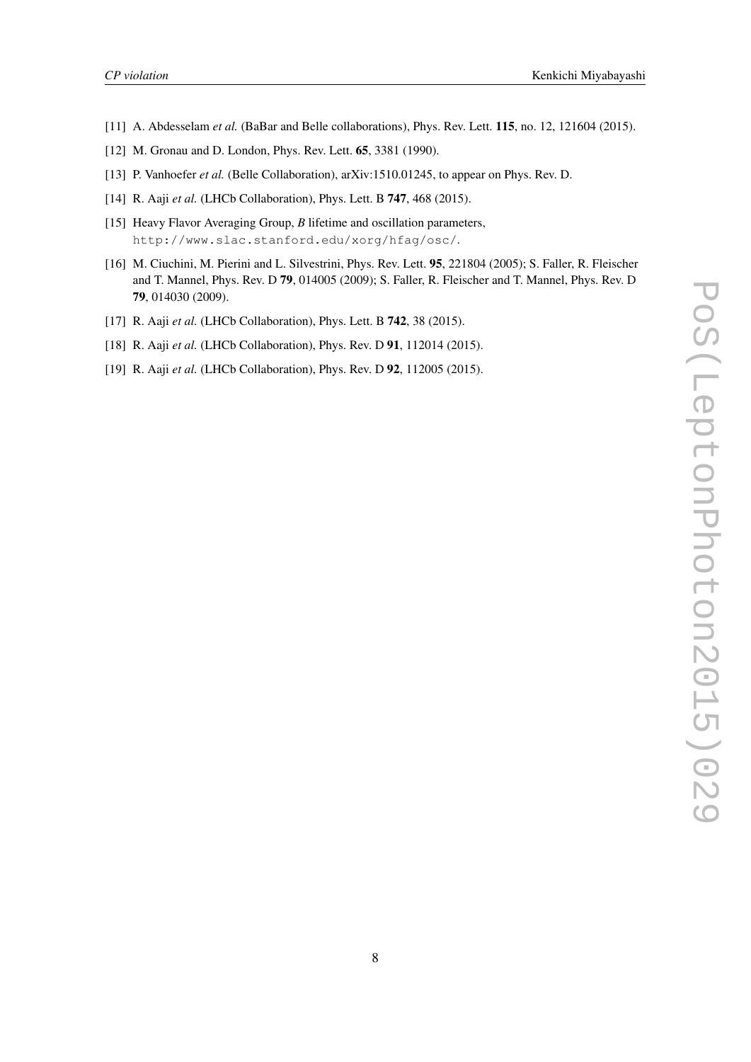[11] A. Abdesselam *et al.* (BaBar and Belle collaborations), Phys. Rev. Lett. **115**, no. 12, 121604 (2015).

[12] M. Gronau and D. London, Phys. Rev. Lett. **65**, 3381 (1990).

[13] P. Vanhoefer *et al.* (Belle Collaboration), arXiv:1510.01245, to appear on Phys. Rev. D.

[14] R. Aaji *et al.* (LHCb Collaboration), Phys. Lett. B **747**, 468 (2015).

[15] Heavy Flavor Averaging Group, *B* lifetime and oscillation parameters, `http://www.slac.stanford.edu/xorg/hfag/osc/`.

[16] M. Ciuchini, M. Pierini and L. Silvestrini, Phys. Rev. Lett. **95**, 221804 (2005); S. Faller, R. Fleischer and T. Mannel, Phys. Rev. D **79**, 014005 (2009); S. Faller, R. Fleischer and T. Mannel, Phys. Rev. D **79**, 014030 (2009).

[17] R. Aaji *et al.* (LHCb Collaboration), Phys. Lett. B **742**, 38 (2015).

[18] R. Aaji *et al.* (LHCb Collaboration), Phys. Rev. D **91**, 112014 (2015).

[19] R. Aaji *et al.* (LHCb Collaboration), Phys. Rev. D **92**, 112005 (2015).